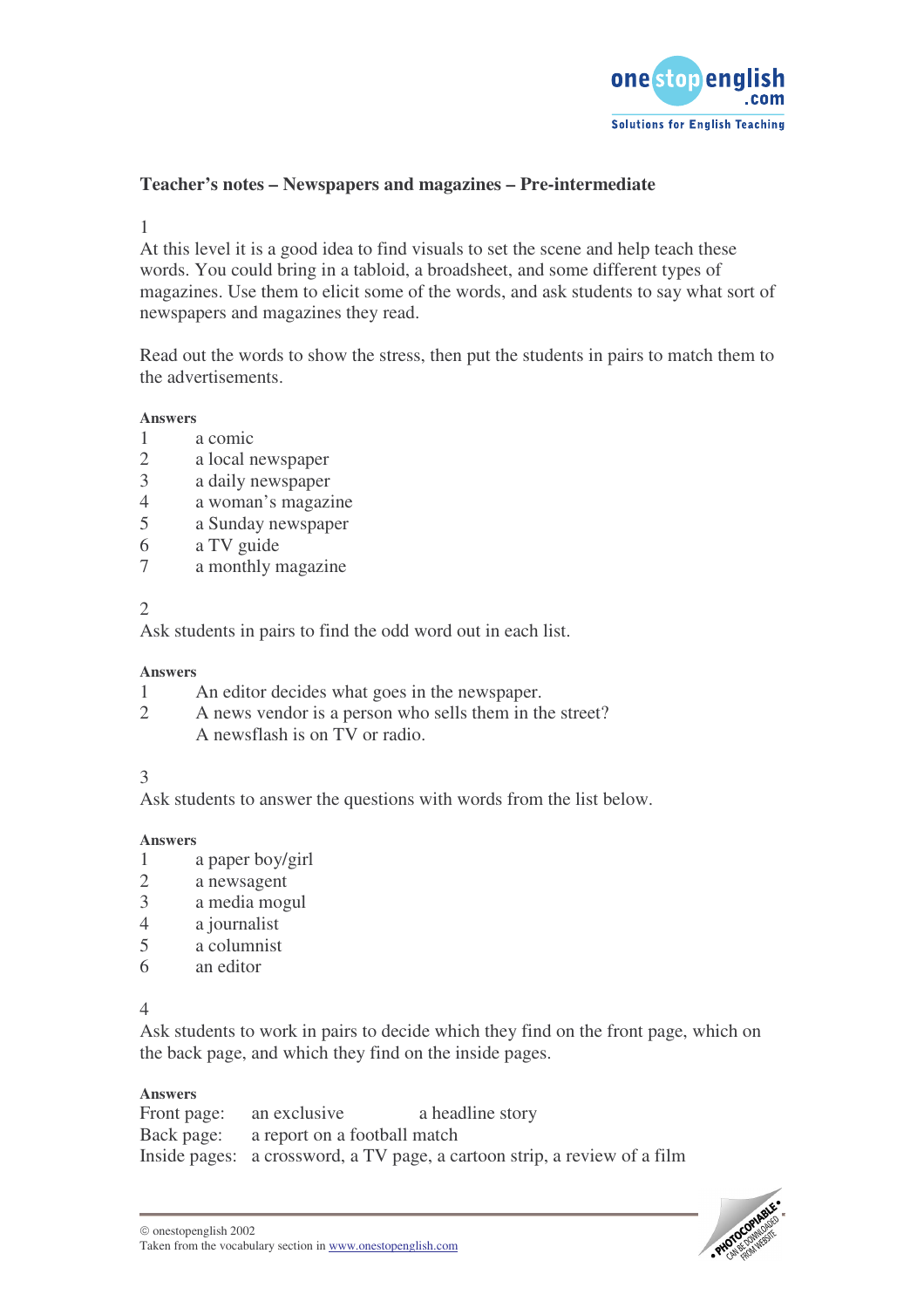## Teacher's notes – Newspapers and magazines – Pre-intermediate

1

At this level it is a good idea to find visuals to set the scene and help teach these words. You could bring in a tabloid, a broadsheet, and some different types of magazines. Use them to elicit some of the words, and ask students to say what sort of newspapers and magazines they read.

Read out the words to show the stress, then put the students in pairs to match them to the advertisements.

**Answers**

1 a comic
2 a local newspaper
3 a daily newspaper
4 a woman's magazine
5 a Sunday newspaper
6 a TV guide
7 a monthly magazine

2

Ask students in pairs to find the odd word out in each list.

**Answers**

1 An editor decides what goes in the newspaper.
2 A news vendor is a person who sells them in the street?
A newsflash is on TV or radio.

3

Ask students to answer the questions with words from the list below.

**Answers**

1 a paper boy/girl
2 a newsagent
3 a media mogul
4 a journalist
5 a columnist
6 an editor

4

Ask students to work in pairs to decide which they find on the front page, which on the back page, and which they find on the inside pages.

**Answers**

Front page: an exclusive, a headline story
Back page: a report on a football match
Inside pages: a crossword, a TV page, a cartoon strip, a review of a film

© onestopenglish 2002
Taken from the vocabulary section in www.onestopenglish.com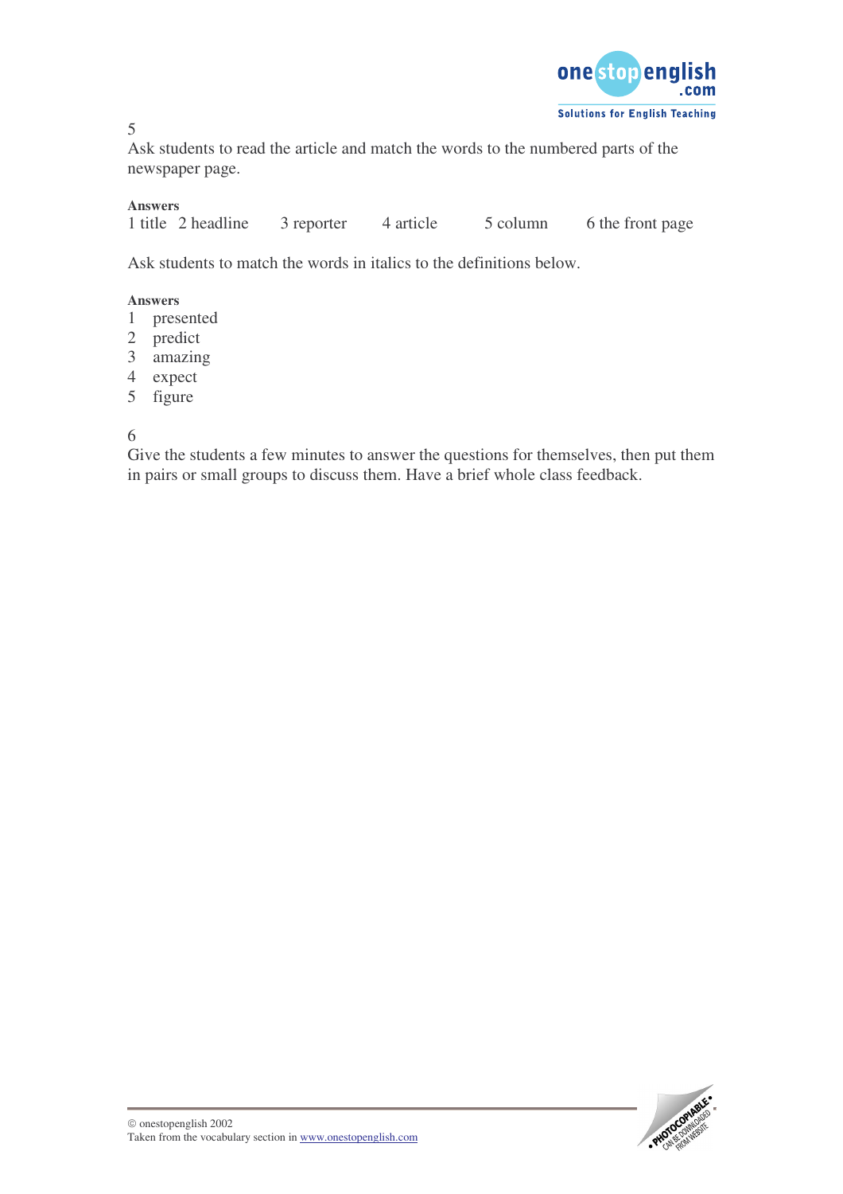5

Ask students to read the article and match the words to the numbered parts of the newspaper page.

**Answers**

1 title  2 headline  3 reporter  4 article  5 column  6 the front page

Ask students to match the words in italics to the definitions below.

**Answers**

1 presented
2 predict
3 amazing
4 expect
5 figure

6

Give the students a few minutes to answer the questions for themselves, then put them in pairs or small groups to discuss them. Have a brief whole class feedback.

© onestopenglish 2002
Taken from the vocabulary section in www.onestopenglish.com